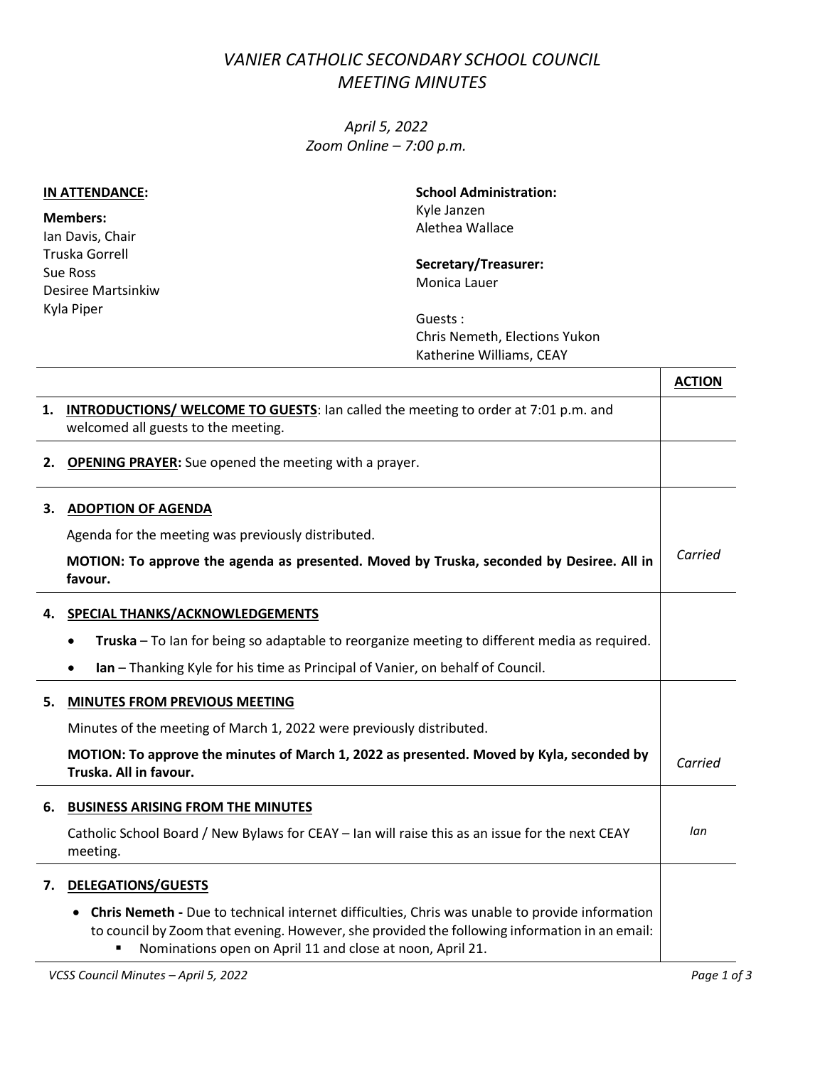# *VANIER CATHOLIC SECONDARY SCHOOL COUNCIL MEETING MINUTES*

*April 5, 2022*
*Zoom Online – 7:00 p.m.*

**IN ATTENDANCE:**

**Members:**
Ian Davis, Chair
Truska Gorrell
Sue Ross
Desiree Martsinkiw
Kyla Piper

**School Administration:**
Kyle Janzen
Alethea Wallace

**Secretary/Treasurer:**
Monica Lauer

Guests :
Chris Nemeth, Elections Yukon
Katherine Williams, CEAY

| | **ACTION** |
|---|---|
| **1. INTRODUCTIONS/ WELCOME TO GUESTS**: Ian called the meeting to order at 7:01 p.m. and welcomed all guests to the meeting. | |
| **2. OPENING PRAYER:** Sue opened the meeting with a prayer. | |
| **3. ADOPTION OF AGENDA**<br>Agenda for the meeting was previously distributed.<br>**MOTION: To approve the agenda as presented. Moved by Truska, seconded by Desiree. All in favour.** | *Carried* |
| **4. SPECIAL THANKS/ACKNOWLEDGEMENTS**<br>• **Truska** – To Ian for being so adaptable to reorganize meeting to different media as required.<br>• **Ian** – Thanking Kyle for his time as Principal of Vanier, on behalf of Council. | |
| **5. MINUTES FROM PREVIOUS MEETING**<br>Minutes of the meeting of March 1, 2022 were previously distributed.<br>**MOTION: To approve the minutes of March 1, 2022 as presented. Moved by Kyla, seconded by Truska. All in favour.** | *Carried* |
| **6. BUSINESS ARISING FROM THE MINUTES**<br>Catholic School Board / New Bylaws for CEAY – Ian will raise this as an issue for the next CEAY meeting. | *Ian* |
| **7. DELEGATIONS/GUESTS**<br>• **Chris Nemeth -** Due to technical internet difficulties, Chris was unable to provide information to council by Zoom that evening. However, she provided the following information in an email:<br>▪ Nominations open on April 11 and close at noon, April 21. | |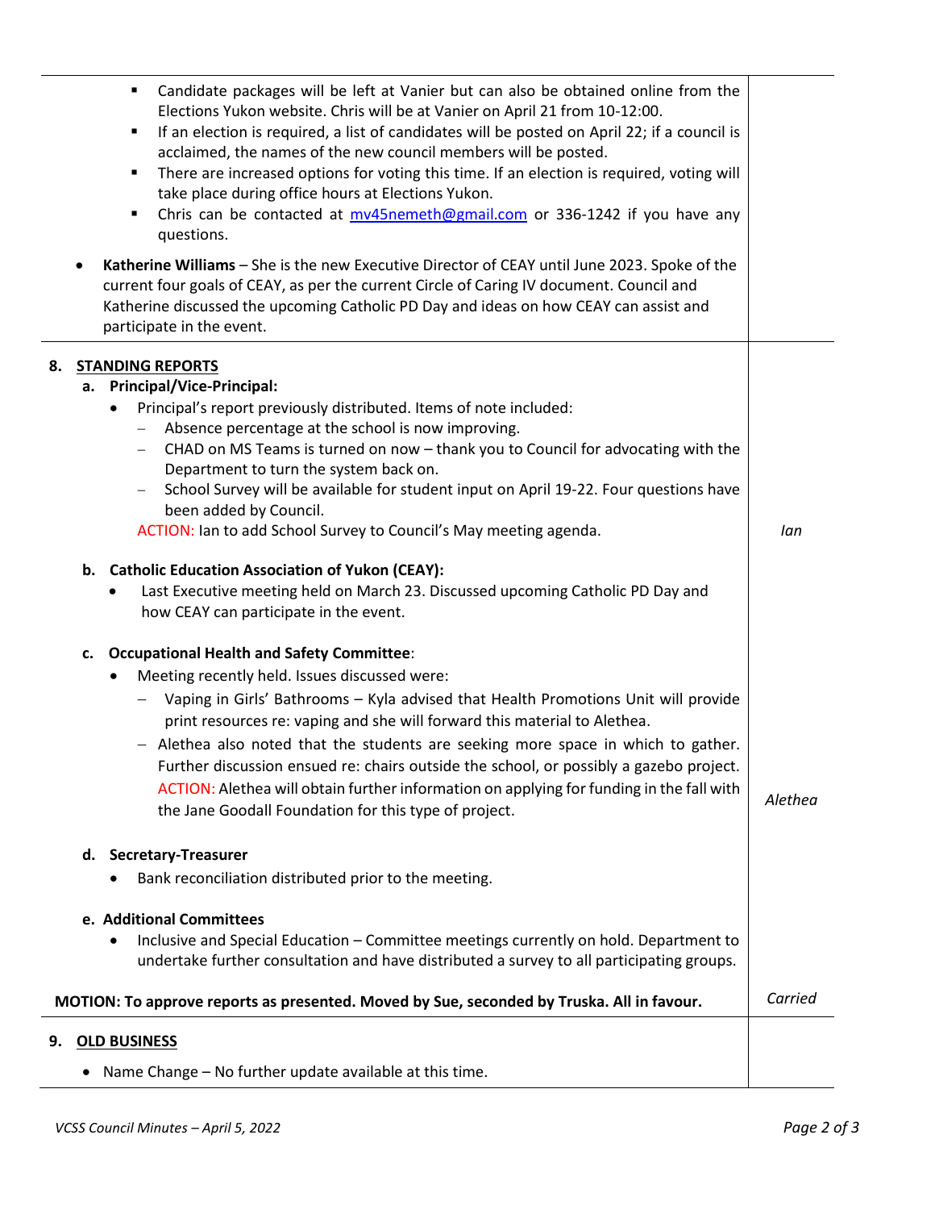- Candidate packages will be left at Vanier but can also be obtained online from the Elections Yukon website. Chris will be at Vanier on April 21 from 10-12:00.
- If an election is required, a list of candidates will be posted on April 22; if a council is acclaimed, the names of the new council members will be posted.
- There are increased options for voting this time. If an election is required, voting will take place during office hours at Elections Yukon.
- Chris can be contacted at mv45nemeth@gmail.com or 336-1242 if you have any questions.

- **Katherine Williams** – She is the new Executive Director of CEAY until June 2023. Spoke of the current four goals of CEAY, as per the current Circle of Caring IV document. Council and Katherine discussed the upcoming Catholic PD Day and ideas on how CEAY can assist and participate in the event.

## 8. STANDING REPORTS

### a. Principal/Vice-Principal:

- Principal's report previously distributed. Items of note included:
  - Absence percentage at the school is now improving.
  - CHAD on MS Teams is turned on now – thank you to Council for advocating with the Department to turn the system back on.
  - School Survey will be available for student input on April 19-22. Four questions have been added by Council.

  ACTION: Ian to add School Survey to Council's May meeting agenda. — *Ian*

### b. Catholic Education Association of Yukon (CEAY):

- Last Executive meeting held on March 23. Discussed upcoming Catholic PD Day and how CEAY can participate in the event.

### c. Occupational Health and Safety Committee:

- Meeting recently held. Issues discussed were:
  - Vaping in Girls' Bathrooms – Kyla advised that Health Promotions Unit will provide print resources re: vaping and she will forward this material to Alethea.
  - Alethea also noted that the students are seeking more space in which to gather. Further discussion ensued re: chairs outside the school, or possibly a gazebo project.

    ACTION: Alethea will obtain further information on applying for funding in the fall with the Jane Goodall Foundation for this type of project. — *Alethea*

### d. Secretary-Treasurer

- Bank reconciliation distributed prior to the meeting.

### e. Additional Committees

- Inclusive and Special Education – Committee meetings currently on hold. Department to undertake further consultation and have distributed a survey to all participating groups.

**MOTION: To approve reports as presented. Moved by Sue, seconded by Truska. All in favour.** — *Carried*

## 9. OLD BUSINESS

- Name Change – No further update available at this time.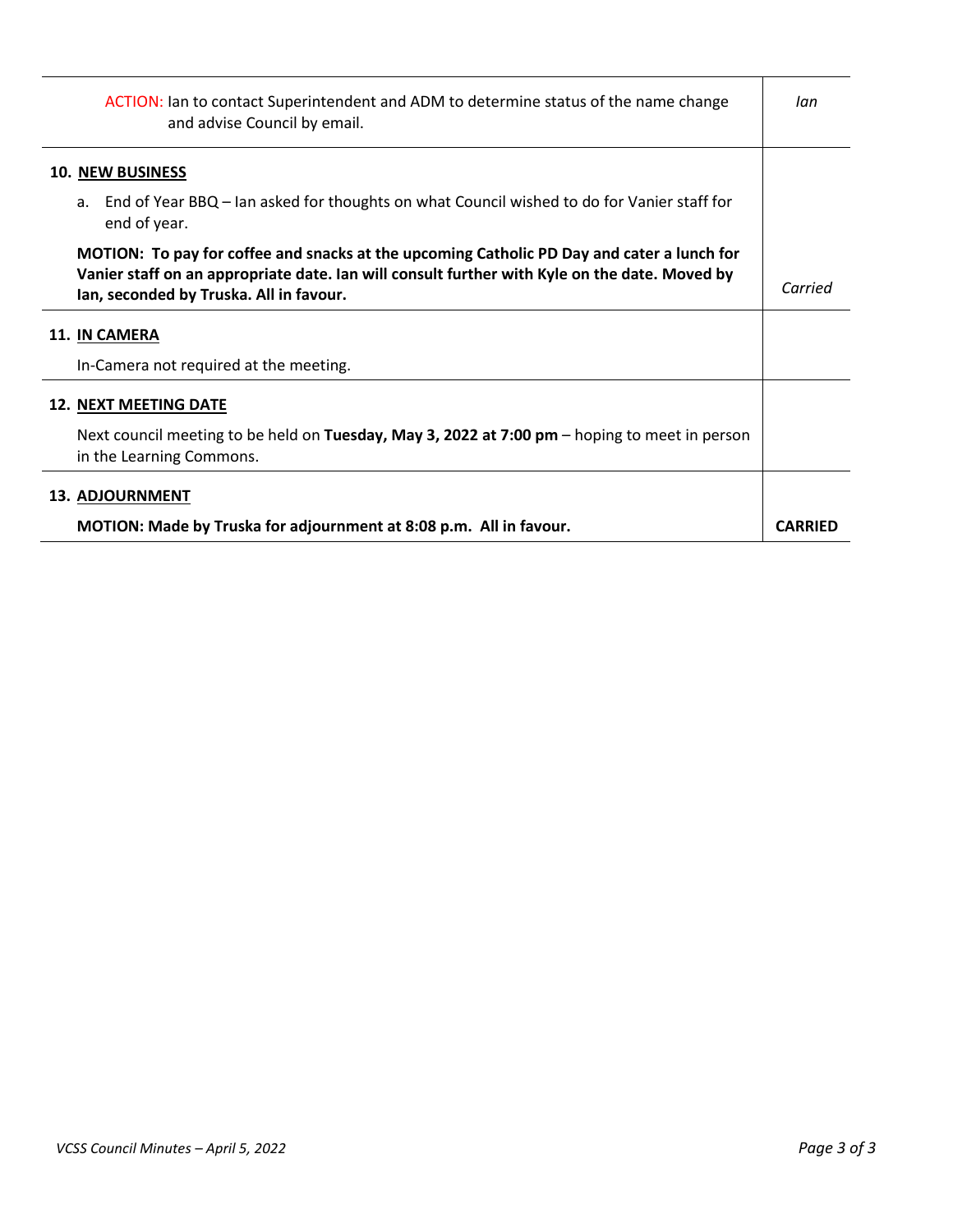| | |
|---|---|
| ACTION: Ian to contact Superintendent and ADM to determine status of the name change and advise Council by email. | *Ian* |
| **10. <u>NEW BUSINESS</u>**<br><br>a. End of Year BBQ – Ian asked for thoughts on what Council wished to do for Vanier staff for end of year.<br><br>**MOTION: To pay for coffee and snacks at the upcoming Catholic PD Day and cater a lunch for Vanier staff on an appropriate date. Ian will consult further with Kyle on the date. Moved by Ian, seconded by Truska. All in favour.** | *Carried* |
| **11. <u>IN CAMERA</u>**<br><br>In-Camera not required at the meeting. | |
| **12. <u>NEXT MEETING DATE</u>**<br><br>Next council meeting to be held on **Tuesday, May 3, 2022 at 7:00 pm** – hoping to meet in person in the Learning Commons. | |
| **13. <u>ADJOURNMENT</u>**<br><br>**MOTION: Made by Truska for adjournment at 8:08 p.m. All in favour.** | **CARRIED** |